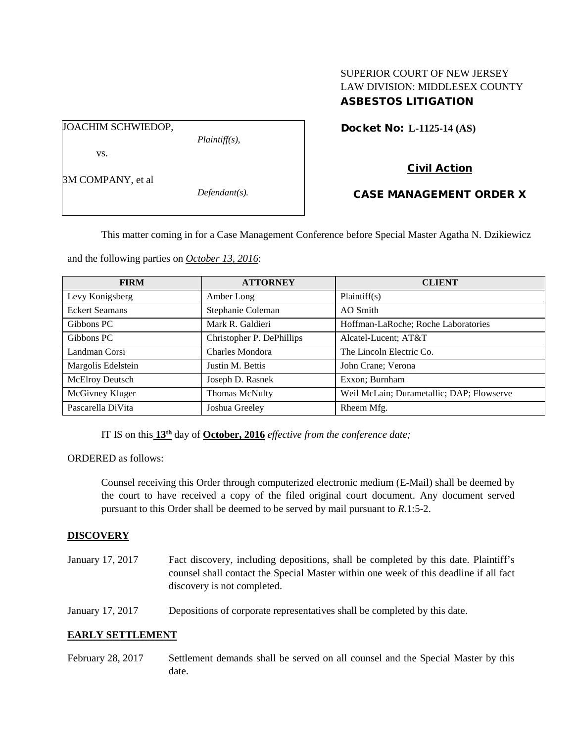SUPERIOR COURT OF NEW JERSEY
LAW DIVISION: MIDDLESEX COUNTY
**ASBESTOS LITIGATION**

JOACHIM SCHWIEDOP,
*Plaintiff(s),*

vs.

3M COMPANY, et al
*Defendant(s).*

**Docket No: L-1125-14 (AS)**

**Civil Action**

**CASE MANAGEMENT ORDER X**

This matter coming in for a Case Management Conference before Special Master Agatha N. Dzikiewicz and the following parties on *October 13, 2016*:

| FIRM | ATTORNEY | CLIENT |
|---|---|---|
| Levy Konigsberg | Amber Long | Plaintiff(s) |
| Eckert Seamans | Stephanie Coleman | AO Smith |
| Gibbons PC | Mark R. Galdieri | Hoffman-LaRoche; Roche Laboratories |
| Gibbons PC | Christopher P. DePhillips | Alcatel-Lucent; AT&T |
| Landman Corsi | Charles Mondora | The Lincoln Electric Co. |
| Margolis Edelstein | Justin M. Bettis | John Crane; Verona |
| McElroy Deutsch | Joseph D. Rasnek | Exxon; Burnham |
| McGivney Kluger | Thomas McNulty | Weil McLain; Durametallic; DAP; Flowserve |
| Pascarella DiVita | Joshua Greeley | Rheem Mfg. |

IT IS on this **13th** day of **October, 2016** *effective from the conference date;*

ORDERED as follows:

Counsel receiving this Order through computerized electronic medium (E-Mail) shall be deemed by the court to have received a copy of the filed original court document. Any document served pursuant to this Order shall be deemed to be served by mail pursuant to *R*.1:5-2.

**DISCOVERY**

January 17, 2017 — Fact discovery, including depositions, shall be completed by this date. Plaintiff's counsel shall contact the Special Master within one week of this deadline if all fact discovery is not completed.

January 17, 2017 — Depositions of corporate representatives shall be completed by this date.

**EARLY SETTLEMENT**

February 28, 2017 — Settlement demands shall be served on all counsel and the Special Master by this date.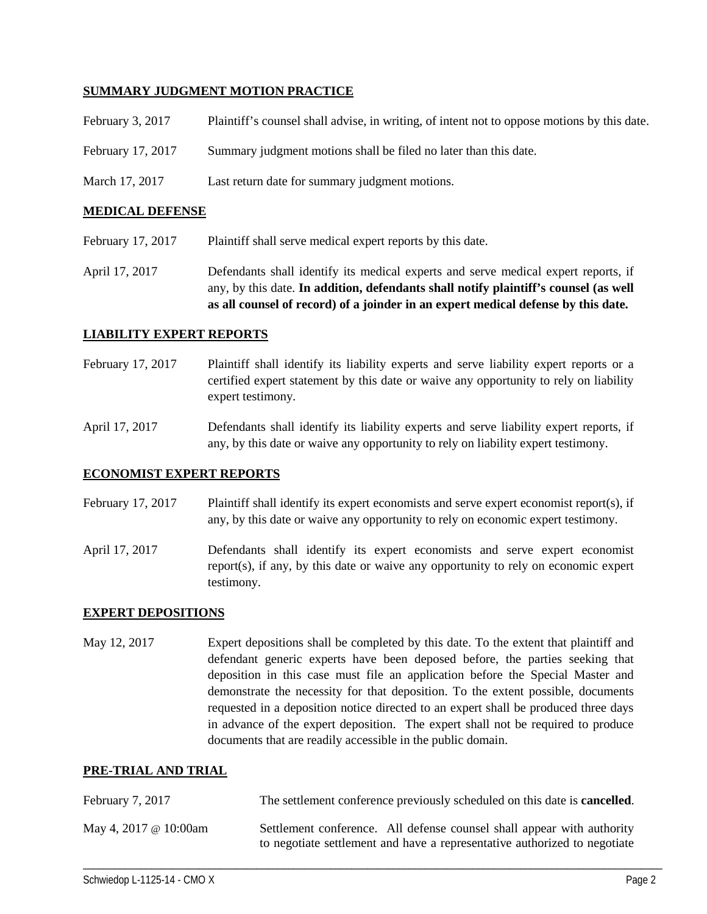**SUMMARY JUDGMENT MOTION PRACTICE**

| | |
|---|---|
| February 3, 2017 | Plaintiff's counsel shall advise, in writing, of intent not to oppose motions by this date. |
| February 17, 2017 | Summary judgment motions shall be filed no later than this date. |
| March 17, 2017 | Last return date for summary judgment motions. |

**MEDICAL DEFENSE**

| | |
|---|---|
| February 17, 2017 | Plaintiff shall serve medical expert reports by this date. |
| April 17, 2017 | Defendants shall identify its medical experts and serve medical expert reports, if any, by this date. **In addition, defendants shall notify plaintiff's counsel (as well as all counsel of record) of a joinder in an expert medical defense by this date.** |

**LIABILITY EXPERT REPORTS**

| | |
|---|---|
| February 17, 2017 | Plaintiff shall identify its liability experts and serve liability expert reports or a certified expert statement by this date or waive any opportunity to rely on liability expert testimony. |
| April 17, 2017 | Defendants shall identify its liability experts and serve liability expert reports, if any, by this date or waive any opportunity to rely on liability expert testimony. |

**ECONOMIST EXPERT REPORTS**

| | |
|---|---|
| February 17, 2017 | Plaintiff shall identify its expert economists and serve expert economist report(s), if any, by this date or waive any opportunity to rely on economic expert testimony. |
| April 17, 2017 | Defendants shall identify its expert economists and serve expert economist report(s), if any, by this date or waive any opportunity to rely on economic expert testimony. |

**EXPERT DEPOSITIONS**

| | |
|---|---|
| May 12, 2017 | Expert depositions shall be completed by this date. To the extent that plaintiff and defendant generic experts have been deposed before, the parties seeking that deposition in this case must file an application before the Special Master and demonstrate the necessity for that deposition. To the extent possible, documents requested in a deposition notice directed to an expert shall be produced three days in advance of the expert deposition. The expert shall not be required to produce documents that are readily accessible in the public domain. |

**PRE-TRIAL AND TRIAL**

| | |
|---|---|
| February 7, 2017 | The settlement conference previously scheduled on this date is **cancelled**. |
| May 4, 2017 @ 10:00am | Settlement conference. All defense counsel shall appear with authority to negotiate settlement and have a representative authorized to negotiate |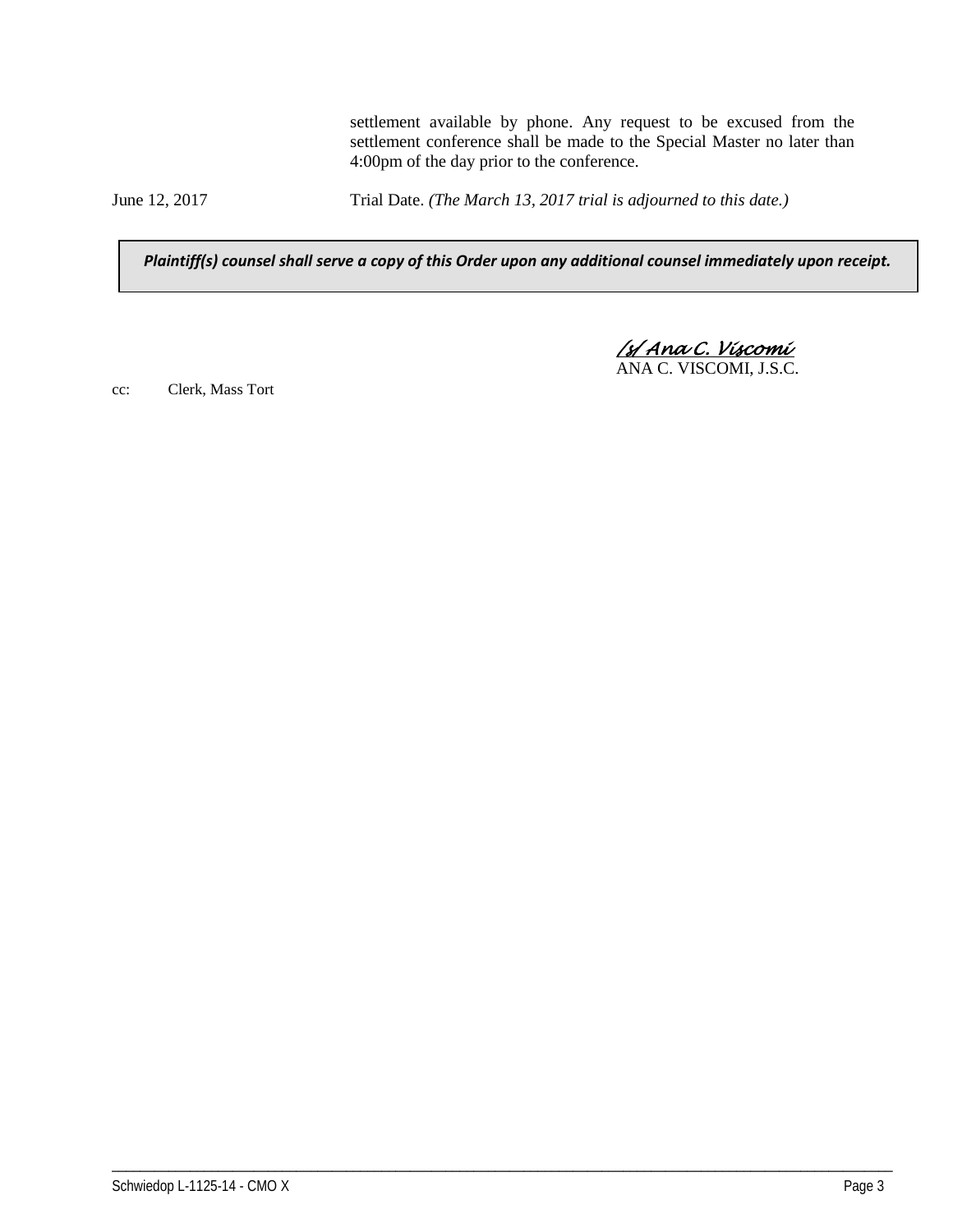settlement available by phone. Any request to be excused from the settlement conference shall be made to the Special Master no later than 4:00pm of the day prior to the conference.

June 12, 2017 Trial Date. *(The March 13, 2017 trial is adjourned to this date.)*

***Plaintiff(s) counsel shall serve a copy of this Order upon any additional counsel immediately upon receipt.***

*/s/ Ana C. Viscomi*
ANA C. VISCOMI, J.S.C.

cc: Clerk, Mass Tort